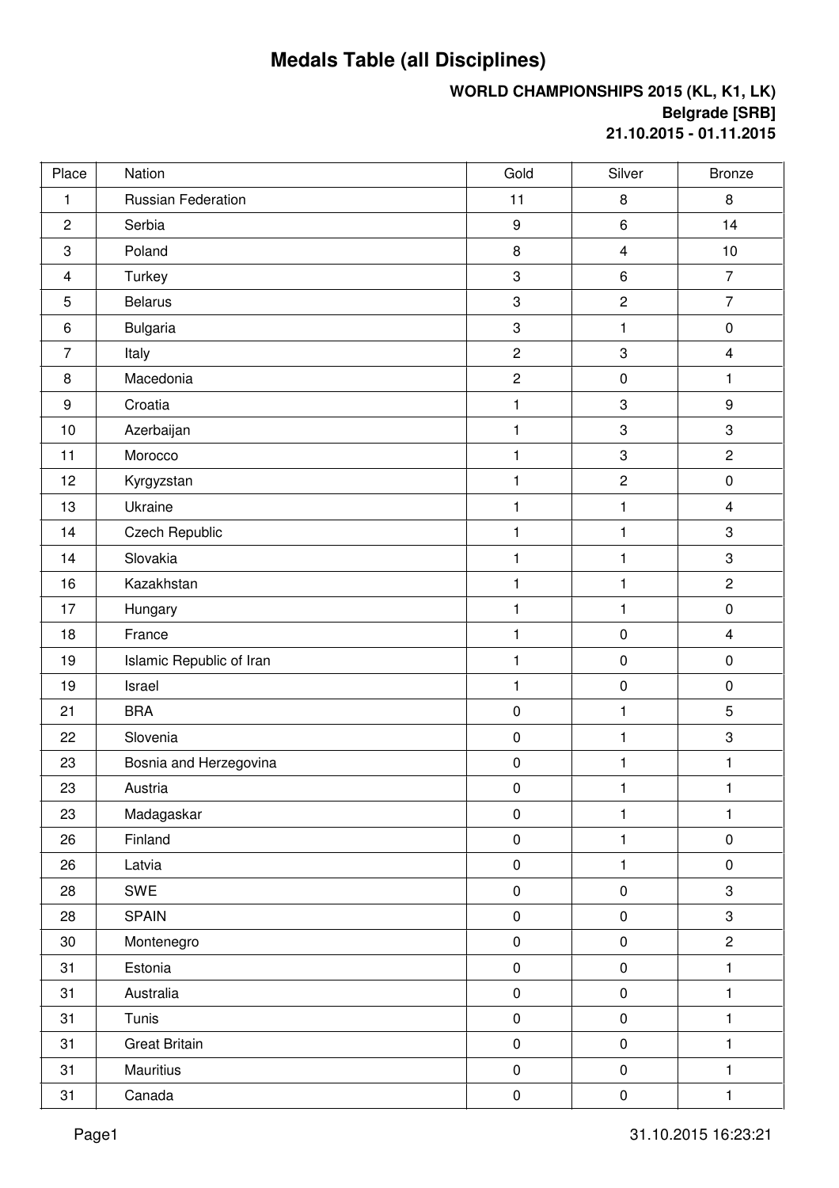# Medals Table (all Disciplines)

**WORLD CHAMPIONSHIPS 2015 (KL, K1, LK)**
**Belgrade [SRB]**
**21.10.2015 - 01.11.2015**

| Place | Nation | Gold | Silver | Bronze |
|---|---|---|---|---|
| 1 | Russian Federation | 11 | 8 | 8 |
| 2 | Serbia | 9 | 6 | 14 |
| 3 | Poland | 8 | 4 | 10 |
| 4 | Turkey | 3 | 6 | 7 |
| 5 | Belarus | 3 | 2 | 7 |
| 6 | Bulgaria | 3 | 1 | 0 |
| 7 | Italy | 2 | 3 | 4 |
| 8 | Macedonia | 2 | 0 | 1 |
| 9 | Croatia | 1 | 3 | 9 |
| 10 | Azerbaijan | 1 | 3 | 3 |
| 11 | Morocco | 1 | 3 | 2 |
| 12 | Kyrgyzstan | 1 | 2 | 0 |
| 13 | Ukraine | 1 | 1 | 4 |
| 14 | Czech Republic | 1 | 1 | 3 |
| 14 | Slovakia | 1 | 1 | 3 |
| 16 | Kazakhstan | 1 | 1 | 2 |
| 17 | Hungary | 1 | 1 | 0 |
| 18 | France | 1 | 0 | 4 |
| 19 | Islamic Republic of Iran | 1 | 0 | 0 |
| 19 | Israel | 1 | 0 | 0 |
| 21 | BRA | 0 | 1 | 5 |
| 22 | Slovenia | 0 | 1 | 3 |
| 23 | Bosnia and Herzegovina | 0 | 1 | 1 |
| 23 | Austria | 0 | 1 | 1 |
| 23 | Madagaskar | 0 | 1 | 1 |
| 26 | Finland | 0 | 1 | 0 |
| 26 | Latvia | 0 | 1 | 0 |
| 28 | SWE | 0 | 0 | 3 |
| 28 | SPAIN | 0 | 0 | 3 |
| 30 | Montenegro | 0 | 0 | 2 |
| 31 | Estonia | 0 | 0 | 1 |
| 31 | Australia | 0 | 0 | 1 |
| 31 | Tunis | 0 | 0 | 1 |
| 31 | Great Britain | 0 | 0 | 1 |
| 31 | Mauritius | 0 | 0 | 1 |
| 31 | Canada | 0 | 0 | 1 |

31.10.2015 16:23:21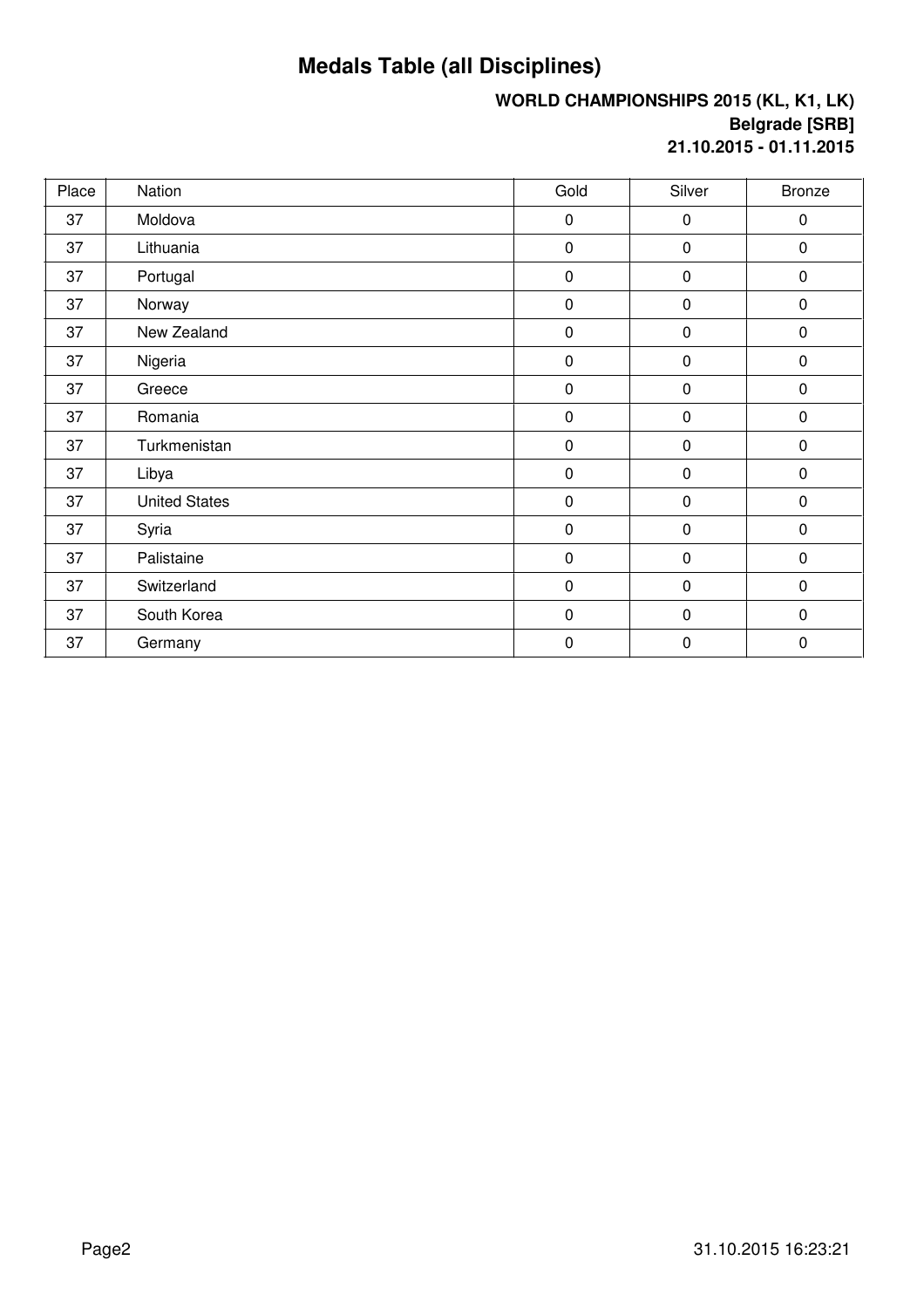# Medals Table (all Disciplines)

**WORLD CHAMPIONSHIPS 2015 (KL, K1, LK)**
**Belgrade [SRB]**
**21.10.2015 - 01.11.2015**

| Place | Nation | Gold | Silver | Bronze |
|---|---|---|---|---|
| 37 | Moldova | 0 | 0 | 0 |
| 37 | Lithuania | 0 | 0 | 0 |
| 37 | Portugal | 0 | 0 | 0 |
| 37 | Norway | 0 | 0 | 0 |
| 37 | New Zealand | 0 | 0 | 0 |
| 37 | Nigeria | 0 | 0 | 0 |
| 37 | Greece | 0 | 0 | 0 |
| 37 | Romania | 0 | 0 | 0 |
| 37 | Turkmenistan | 0 | 0 | 0 |
| 37 | Libya | 0 | 0 | 0 |
| 37 | United States | 0 | 0 | 0 |
| 37 | Syria | 0 | 0 | 0 |
| 37 | Palistaine | 0 | 0 | 0 |
| 37 | Switzerland | 0 | 0 | 0 |
| 37 | South Korea | 0 | 0 | 0 |
| 37 | Germany | 0 | 0 | 0 |

31.10.2015 16:23:21